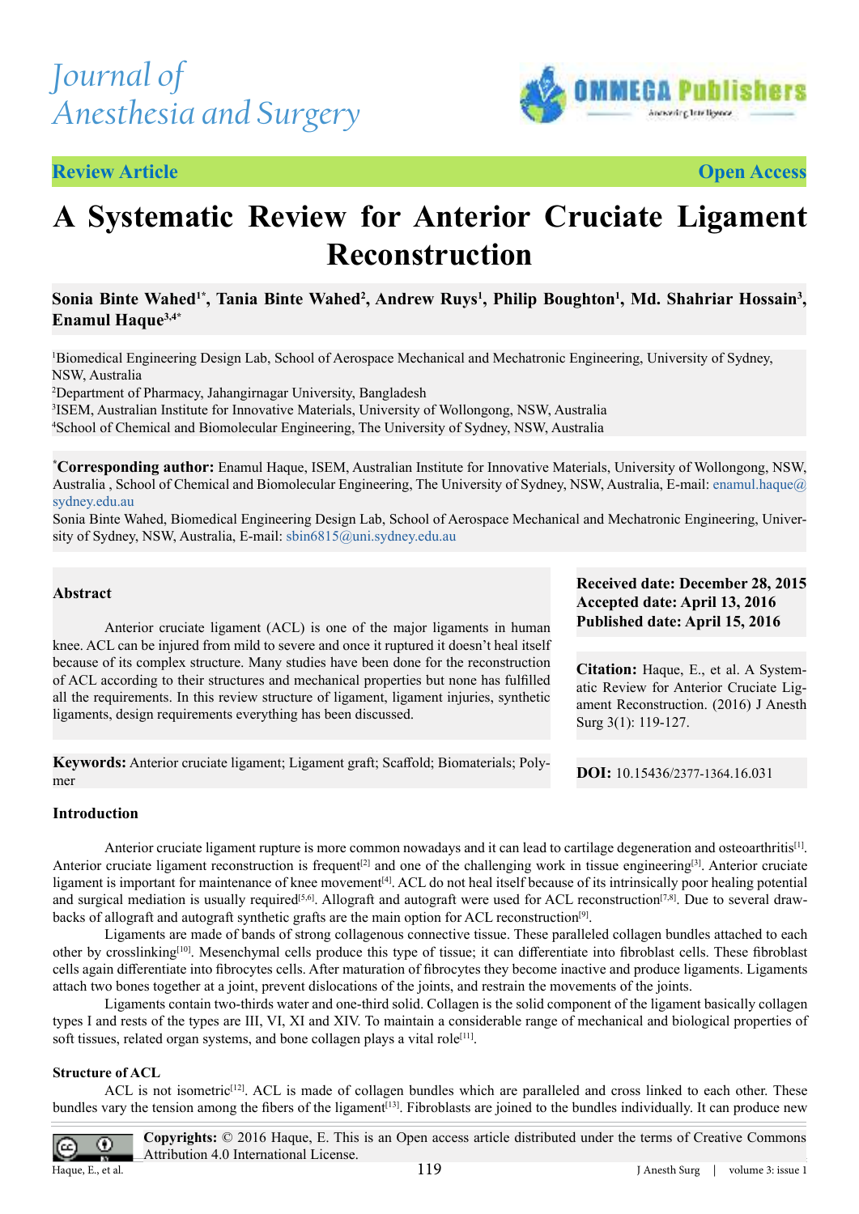Journal of Anesthesia and Surgery

**Review Article** **Open Access**

# A Systematic Review for Anterior Cruciate Ligament Reconstruction

**Sonia Binte Wahed[1*], Tania Binte Wahed[2], Andrew Ruys[1], Philip Boughton[1], Md. Shahriar Hossain[3], Enamul Haque[3,4*]**

[1]Biomedical Engineering Design Lab, School of Aerospace Mechanical and Mechatronic Engineering, University of Sydney, NSW, Australia
[2]Department of Pharmacy, Jahangirnagar University, Bangladesh
[3]ISEM, Australian Institute for Innovative Materials, University of Wollongong, NSW, Australia
[4]School of Chemical and Biomolecular Engineering, The University of Sydney, NSW, Australia

[*]**Corresponding author:** Enamul Haque, ISEM, Australian Institute for Innovative Materials, University of Wollongong, NSW, Australia , School of Chemical and Biomolecular Engineering, The University of Sydney, NSW, Australia, E-mail: enamul.haque@sydney.edu.au
Sonia Binte Wahed, Biomedical Engineering Design Lab, School of Aerospace Mechanical and Mechatronic Engineering, University of Sydney, NSW, Australia, E-mail: sbin6815@uni.sydney.edu.au

### Abstract

Anterior cruciate ligament (ACL) is one of the major ligaments in human knee. ACL can be injured from mild to severe and once it ruptured it doesn't heal itself because of its complex structure. Many studies have been done for the reconstruction of ACL according to their structures and mechanical properties but none has fulfilled all the requirements. In this review structure of ligament, ligament injuries, synthetic ligaments, design requirements everything has been discussed.

**Keywords:** Anterior cruciate ligament; Ligament graft; Scaffold; Biomaterials; Polymer

**Received date: December 28, 2015**
**Accepted date: April 13, 2016**
**Published date: April 15, 2016**

**Citation:** Haque, E., et al. A Systematic Review for Anterior Cruciate Ligament Reconstruction. (2016) J Anesth Surg 3(1): 119-127.

**DOI:** 10.15436/2377-1364.16.031

## Introduction

Anterior cruciate ligament rupture is more common nowadays and it can lead to cartilage degeneration and osteoarthritis[1]. Anterior cruciate ligament reconstruction is frequent[2] and one of the challenging work in tissue engineering[3]. Anterior cruciate ligament is important for maintenance of knee movement[4]. ACL do not heal itself because of its intrinsically poor healing potential and surgical mediation is usually required[5,6]. Allograft and autograft were used for ACL reconstruction[7,8]. Due to several drawbacks of allograft and autograft synthetic grafts are the main option for ACL reconstruction[9].

Ligaments are made of bands of strong collagenous connective tissue. These paralleled collagen bundles attached to each other by crosslinking[10]. Mesenchymal cells produce this type of tissue; it can differentiate into fibroblast cells. These fibroblast cells again differentiate into fibrocytes cells. After maturation of fibrocytes they become inactive and produce ligaments. Ligaments attach two bones together at a joint, prevent dislocations of the joints, and restrain the movements of the joints.

Ligaments contain two-thirds water and one-third solid. Collagen is the solid component of the ligament basically collagen types I and rests of the types are III, VI, XI and XIV. To maintain a considerable range of mechanical and biological properties of soft tissues, related organ systems, and bone collagen plays a vital role[11].

### Structure of ACL

ACL is not isometric[12]. ACL is made of collagen bundles which are paralleled and cross linked to each other. These bundles vary the tension among the fibers of the ligament[13]. Fibroblasts are joined to the bundles individually. It can produce new

**Copyrights:** © 2016 Haque, E. This is an Open access article distributed under the terms of Creative Commons Attribution 4.0 International License.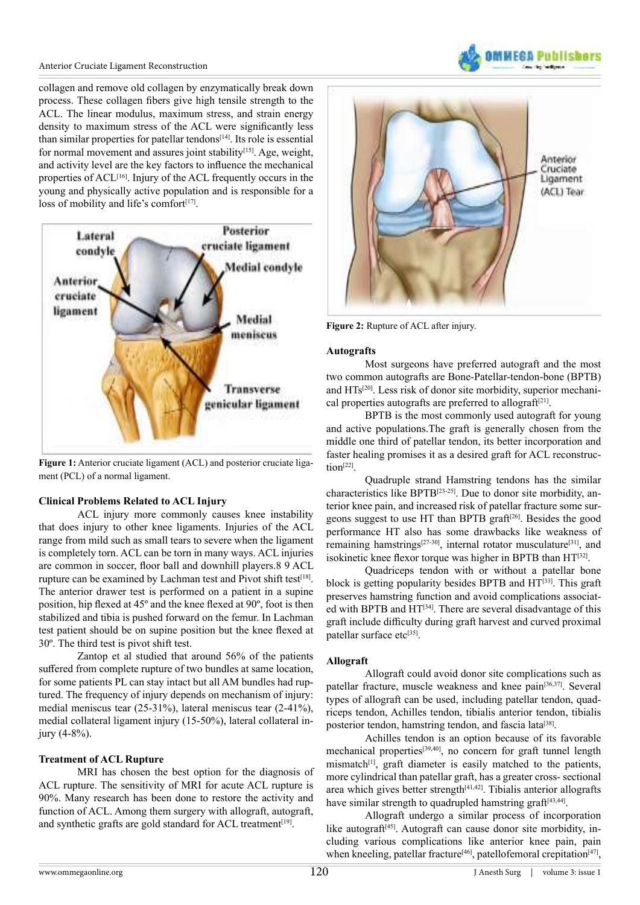collagen and remove old collagen by enzymatically break down process. These collagen fibers give high tensile strength to the ACL. The linear modulus, maximum stress, and strain energy density to maximum stress of the ACL were significantly less than similar properties for patellar tendons[14]. Its role is essential for normal movement and assures joint stability[15]. Age, weight, and activity level are the key factors to influence the mechanical properties of ACL[16]. Injury of the ACL frequently occurs in the young and physically active population and is responsible for a loss of mobility and life's comfort[17].

**Figure 1:** Anterior cruciate ligament (ACL) and posterior cruciate ligament (PCL) of a normal ligament.

### Clinical Problems Related to ACL Injury

ACL injury more commonly causes knee instability that does injury to other knee ligaments. Injuries of the ACL range from mild such as small tears to severe when the ligament is completely torn. ACL can be torn in many ways. ACL injuries are common in soccer, floor ball and downhill players.8 9 ACL rupture can be examined by Lachman test and Pivot shift test[18]. The anterior drawer test is performed on a patient in a supine position, hip flexed at 45º and the knee flexed at 90º, foot is then stabilized and tibia is pushed forward on the femur. In Lachman test patient should be on supine position but the knee flexed at 30º. The third test is pivot shift test.

Zantop et al studied that around 56% of the patients suffered from complete rupture of two bundles at same location, for some patients PL can stay intact but all AM bundles had ruptured. The frequency of injury depends on mechanism of injury: medial meniscus tear (25-31%), lateral meniscus tear (2-41%), medial collateral ligament injury (15-50%), lateral collateral injury (4-8%).

### Treatment of ACL Rupture

MRI has chosen the best option for the diagnosis of ACL rupture. The sensitivity of MRI for acute ACL rupture is 90%. Many research has been done to restore the activity and function of ACL. Among them surgery with allograft, autograft, and synthetic grafts are gold standard for ACL treatment[19].

**Figure 2:** Rupture of ACL after injury.

### Autografts

Most surgeons have preferred autograft and the most two common autografts are Bone-Patellar-tendon-bone (BPTB) and HTs[20]. Less risk of donor site morbidity, superior mechanical properties autografts are preferred to allograft[21].

BPTB is the most commonly used autograft for young and active populations.The graft is generally chosen from the middle one third of patellar tendon, its better incorporation and faster healing promises it as a desired graft for ACL reconstruction[22].

Quadruple strand Hamstring tendons has the similar characteristics like BPTB[23-25]. Due to donor site morbidity, anterior knee pain, and increased risk of patellar fracture some surgeons suggest to use HT than BPTB graft[26]. Besides the good performance HT also has some drawbacks like weakness of remaining hamstrings[27-30], internal rotator musculature[31], and isokinetic knee flexor torque was higher in BPTB than HT[32].

Quadriceps tendon with or without a patellar bone block is getting popularity besides BPTB and HT[33]. This graft preserves hamstring function and avoid complications associated with BPTB and HT[34]. There are several disadvantage of this graft include difficulty during graft harvest and curved proximal patellar surface etc[35].

### Allograft

Allograft could avoid donor site complications such as patellar fracture, muscle weakness and knee pain[36,37]. Several types of allograft can be used, including patellar tendon, quadriceps tendon, Achilles tendon, tibialis anterior tendon, tibialis posterior tendon, hamstring tendon, and fascia lata[38].

Achilles tendon is an option because of its favorable mechanical properties[39,40], no concern for graft tunnel length mismatch[1], graft diameter is easily matched to the patients, more cylindrical than patellar graft, has a greater cross- sectional area which gives better strength[41,42]. Tibialis anterior allografts have similar strength to quadrupled hamstring graft[43,44].

Allograft undergo a similar process of incorporation like autograft[45]. Autograft can cause donor site morbidity, including various complications like anterior knee pain, pain when kneeling, patellar fracture[46], patellofemoral crepitation[47],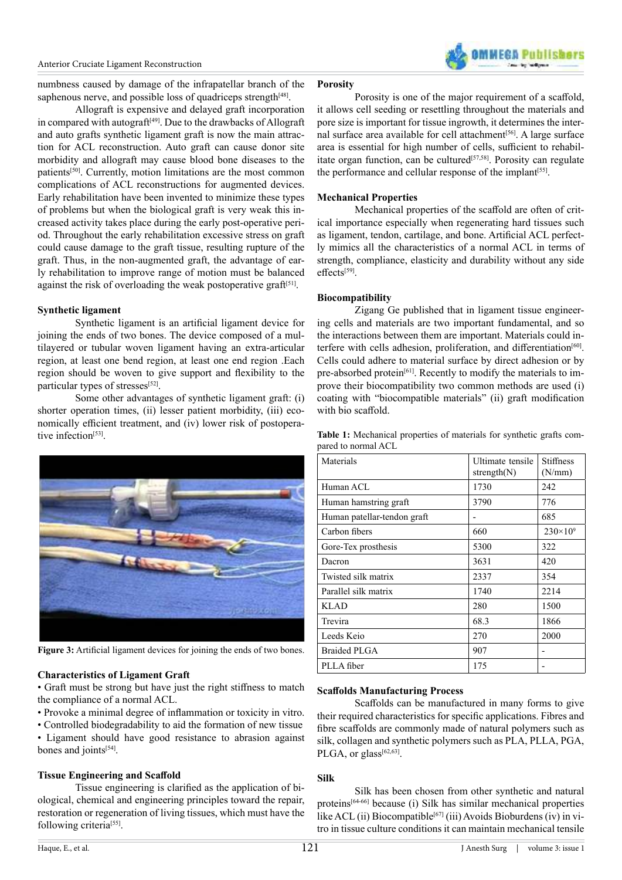numbness caused by damage of the infrapatellar branch of the saphenous nerve, and possible loss of quadriceps strength[48].

Allograft is expensive and delayed graft incorporation in compared with autograft[49]. Due to the drawbacks of Allograft and auto grafts synthetic ligament graft is now the main attraction for ACL reconstruction. Auto graft can cause donor site morbidity and allograft may cause blood bone diseases to the patients[50]. Currently, motion limitations are the most common complications of ACL reconstructions for augmented devices. Early rehabilitation have been invented to minimize these types of problems but when the biological graft is very weak this increased activity takes place during the early post-operative period. Throughout the early rehabilitation excessive stress on graft could cause damage to the graft tissue, resulting rupture of the graft. Thus, in the non-augmented graft, the advantage of early rehabilitation to improve range of motion must be balanced against the risk of overloading the weak postoperative graft[51].

**Synthetic ligament**

Synthetic ligament is an artificial ligament device for joining the ends of two bones. The device composed of a multilayered or tubular woven ligament having an extra-articular region, at least one bend region, at least one end region .Each region should be woven to give support and flexibility to the particular types of stresses[52].

Some other advantages of synthetic ligament graft: (i) shorter operation times, (ii) lesser patient morbidity, (iii) economically efficient treatment, and (iv) lower risk of postoperative infection[53].

**Figure 3:** Artificial ligament devices for joining the ends of two bones.

**Characteristics of Ligament Graft**

- Graft must be strong but have just the right stiffness to match the compliance of a normal ACL.
- Provoke a minimal degree of inflammation or toxicity in vitro.
- Controlled biodegradability to aid the formation of new tissue
- Ligament should have good resistance to abrasion against bones and joints[54].

**Tissue Engineering and Scaffold**

Tissue engineering is clarified as the application of biological, chemical and engineering principles toward the repair, restoration or regeneration of living tissues, which must have the following criteria[55].

**Porosity**

Porosity is one of the major requirement of a scaffold, it allows cell seeding or resettling throughout the materials and pore size is important for tissue ingrowth, it determines the internal surface area available for cell attachment[56]. A large surface area is essential for high number of cells, sufficient to rehabilitate organ function, can be cultured[57,58]. Porosity can regulate the performance and cellular response of the implant[55].

**Mechanical Properties**

Mechanical properties of the scaffold are often of critical importance especially when regenerating hard tissues such as ligament, tendon, cartilage, and bone. Artificial ACL perfectly mimics all the characteristics of a normal ACL in terms of strength, compliance, elasticity and durability without any side effects[59].

**Biocompatibility**

Zigang Ge published that in ligament tissue engineering cells and materials are two important fundamental, and so the interactions between them are important. Materials could interfere with cells adhesion, proliferation, and differentiation[60]. Cells could adhere to material surface by direct adhesion or by pre-absorbed protein[61]. Recently to modify the materials to improve their biocompatibility two common methods are used (i) coating with "biocompatible materials" (ii) graft modification with bio scaffold.

**Table 1:** Mechanical properties of materials for synthetic grafts compared to normal ACL

| Materials | Ultimate tensile strength(N) | Stiffness (N/mm) |
|---|---|---|
| Human ACL | 1730 | 242 |
| Human hamstring graft | 3790 | 776 |
| Human patellar-tendon graft | - | 685 |
| Carbon fibers | 660 | $230\times10^{9}$ |
| Gore-Tex prosthesis | 5300 | 322 |
| Dacron | 3631 | 420 |
| Twisted silk matrix | 2337 | 354 |
| Parallel silk matrix | 1740 | 2214 |
| KLAD | 280 | 1500 |
| Trevira | 68.3 | 1866 |
| Leeds Keio | 270 | 2000 |
| Braided PLGA | 907 | - |
| PLLA fiber | 175 | - |

**Scaffolds Manufacturing Process**

Scaffolds can be manufactured in many forms to give their required characteristics for specific applications. Fibres and fibre scaffolds are commonly made of natural polymers such as silk, collagen and synthetic polymers such as PLA, PLLA, PGA, PLGA, or glass[62,63].

**Silk**

Silk has been chosen from other synthetic and natural proteins[64-66] because (i) Silk has similar mechanical properties like ACL (ii) Biocompatible[67] (iii) Avoids Bioburdens (iv) in vitro in tissue culture conditions it can maintain mechanical tensile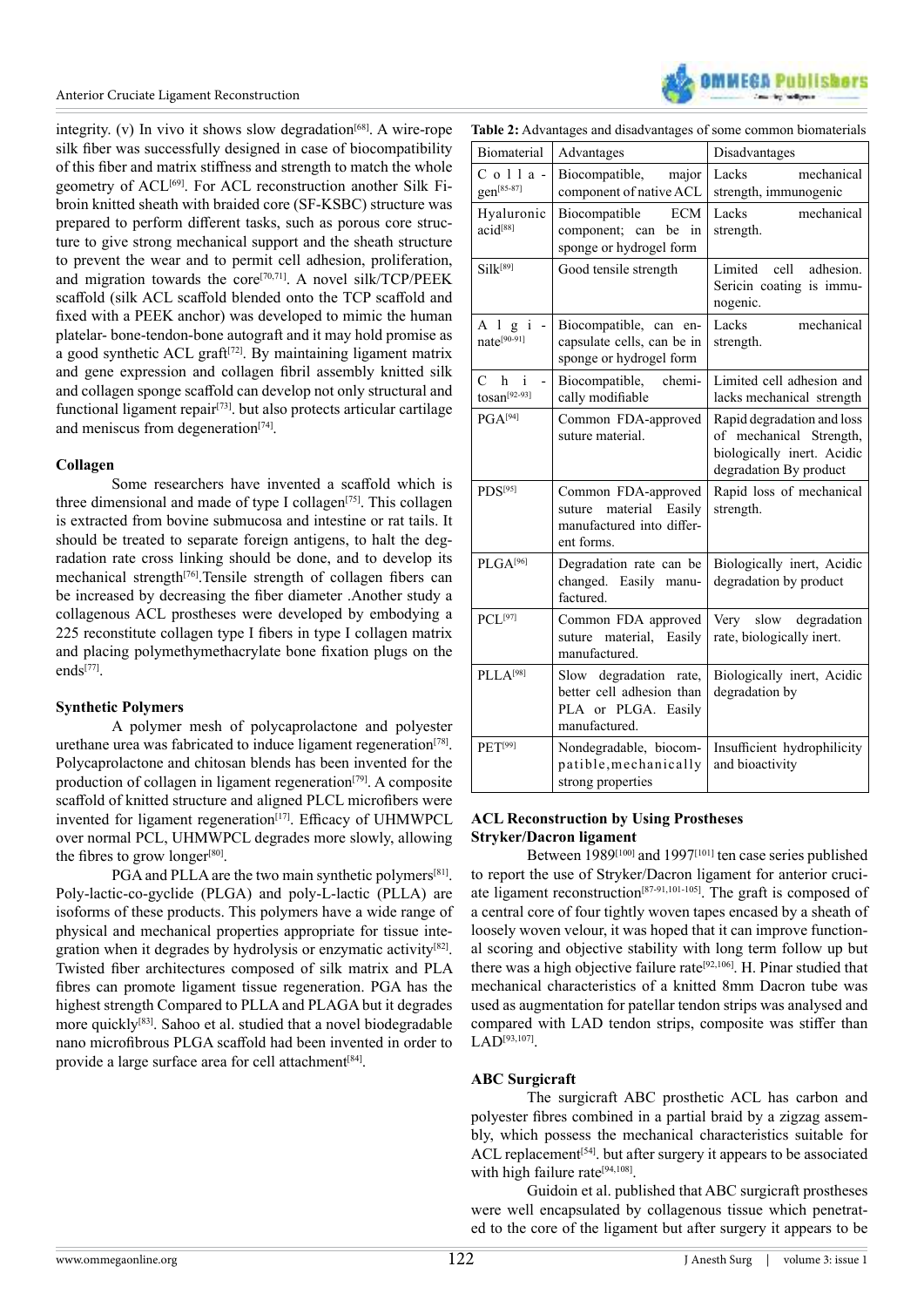integrity. (v) In vivo it shows slow degradation[68]. A wire-rope silk fiber was successfully designed in case of biocompatibility of this fiber and matrix stiffness and strength to match the whole geometry of ACL[69]. For ACL reconstruction another Silk Fibroin knitted sheath with braided core (SF-KSBC) structure was prepared to perform different tasks, such as porous core structure to give strong mechanical support and the sheath structure to prevent the wear and to permit cell adhesion, proliferation, and migration towards the core[70,71]. A novel silk/TCP/PEEK scaffold (silk ACL scaffold blended onto the TCP scaffold and fixed with a PEEK anchor) was developed to mimic the human platelar- bone-tendon-bone autograft and it may hold promise as a good synthetic ACL graft[72]. By maintaining ligament matrix and gene expression and collagen fibril assembly knitted silk and collagen sponge scaffold can develop not only structural and functional ligament repair[73]. but also protects articular cartilage and meniscus from degeneration[74].

**Collagen**

Some researchers have invented a scaffold which is three dimensional and made of type I collagen[75]. This collagen is extracted from bovine submucosa and intestine or rat tails. It should be treated to separate foreign antigens, to halt the degradation rate cross linking should be done, and to develop its mechanical strength[76].Tensile strength of collagen fibers can be increased by decreasing the fiber diameter .Another study a collagenous ACL prostheses were developed by embodying a 225 reconstitute collagen type I fibers in type I collagen matrix and placing polymethymethacrylate bone fixation plugs on the ends[77].

**Synthetic Polymers**

A polymer mesh of polycaprolactone and polyester urethane urea was fabricated to induce ligament regeneration[78]. Polycaprolactone and chitosan blends has been invented for the production of collagen in ligament regeneration[79]. A composite scaffold of knitted structure and aligned PLCL microfibers were invented for ligament regeneration[17]. Efficacy of UHMWPCL over normal PCL, UHMWPCL degrades more slowly, allowing the fibres to grow longer[80].

PGA and PLLA are the two main synthetic polymers[81]. Poly-lactic-co-gyclide (PLGA) and poly-L-lactic (PLLA) are isoforms of these products. This polymers have a wide range of physical and mechanical properties appropriate for tissue integration when it degrades by hydrolysis or enzymatic activity[82]. Twisted fiber architectures composed of silk matrix and PLA fibres can promote ligament tissue regeneration. PGA has the highest strength Compared to PLLA and PLAGA but it degrades more quickly[83]. Sahoo et al. studied that a novel biodegradable nano microfibrous PLGA scaffold had been invented in order to provide a large surface area for cell attachment[84].

**Table 2:** Advantages and disadvantages of some common biomaterials

| Biomaterial | Advantages | Disadvantages |
|---|---|---|
| Collagen[85-87] | Biocompatible, major component of native ACL | Lacks mechanical strength, immunogenic |
| Hyaluronic acid[88] | Biocompatible ECM component; can be in sponge or hydrogel form | Lacks mechanical strength. |
| Silk[89] | Good tensile strength | Limited cell adhesion. Sericin coating is immunogenic. |
| Alginate[90-91] | Biocompatible, can encapsulate cells, can be in sponge or hydrogel form | Lacks mechanical strength. |
| Chitosan[92-93] | Biocompatible, chemically modifiable | Limited cell adhesion and lacks mechanical strength |
| PGA[94] | Common FDA-approved suture material. | Rapid degradation and loss of mechanical Strength, biologically inert. Acidic degradation By product |
| PDS[95] | Common FDA-approved suture material Easily manufactured into different forms. | Rapid loss of mechanical strength. |
| PLGA[96] | Degradation rate can be changed. Easily manufactured. | Biologically inert, Acidic degradation by product |
| PCL[97] | Common FDA approved suture material, Easily manufactured. | Very slow degradation rate, biologically inert. |
| PLLA[98] | Slow degradation rate, better cell adhesion than PLA or PLGA. Easily manufactured. | Biologically inert, Acidic degradation by |
| PET[99] | Nondegradable, biocompatible,mechanically strong properties | Insufficient hydrophilicity and bioactivity |

**ACL Reconstruction by Using Prostheses**

**Stryker/Dacron ligament**

Between 1989[100] and 1997[101] ten case series published to report the use of Stryker/Dacron ligament for anterior cruciate ligament reconstruction[87-91,101-105]. The graft is composed of a central core of four tightly woven tapes encased by a sheath of loosely woven velour, it was hoped that it can improve functional scoring and objective stability with long term follow up but there was a high objective failure rate[92,106]. H. Pinar studied that mechanical characteristics of a knitted 8mm Dacron tube was used as augmentation for patellar tendon strips was analysed and compared with LAD tendon strips, composite was stiffer than LAD[93,107].

**ABC Surgicraft**

The surgicraft ABC prosthetic ACL has carbon and polyester fibres combined in a partial braid by a zigzag assembly, which possess the mechanical characteristics suitable for ACL replacement[54]. but after surgery it appears to be associated with high failure rate[94,108].

Guidoin et al. published that ABC surgicraft prostheses were well encapsulated by collagenous tissue which penetrated to the core of the ligament but after surgery it appears to be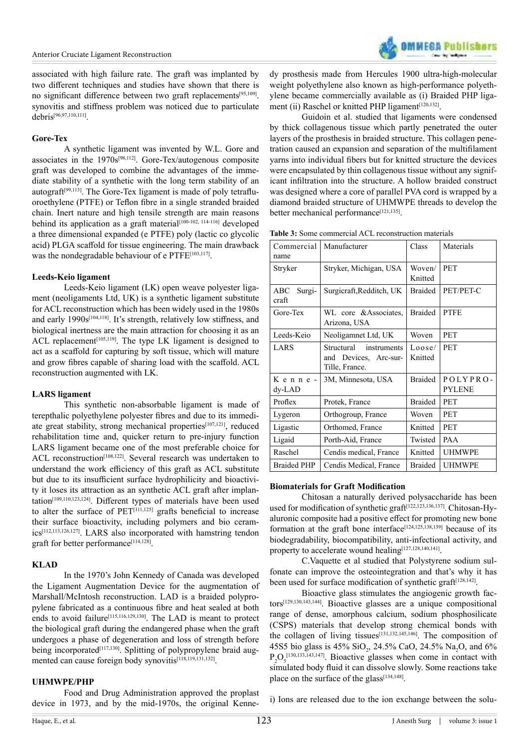associated with high failure rate. The graft was implanted by two different techniques and studies have shown that there is no significant difference between two graft replacements[95,109]. synovitis and stiffness problem was noticed due to particulate debris[96,97,110,111].

### Gore-Tex

A synthetic ligament was invented by W.L. Gore and associates in the 1970s[98,112]. Gore-Tex/autogenous composite graft was developed to combine the advantages of the immediate stability of a synthetic with the long term stability of an autograft[99,113]. The Gore-Tex ligament is made of poly tetrafluoroethylene (PTFE) or Teflon fibre in a single stranded braided chain. Inert nature and high tensile strength are main reasons behind its application as a graft material[100-102, 114-116] developed a three dimensional expanded (e PTFE) poly (lactic co glycolic acid) PLGA scaffold for tissue engineering. The main drawback was the nondegradable behaviour of e PTFE[103,117].

### Leeds-Keio ligament

Leeds-Keio ligament (LK) open weave polyester ligament (neoligaments Ltd, UK) is a synthetic ligament substitute for ACL reconstruction which has been widely used in the 1980s and early 1990s[104,118]. It's strength, relatively low stiffness, and biological inertness are the main attraction for choosing it as an ACL replacement[105,119]. The type LK ligament is designed to act as a scaffold for capturing by soft tissue, which will mature and grow fibres capable of sharing load with the scaffold. ACL reconstruction augmented with LK.

### LARS ligament

This synthetic non-absorbable ligament is made of terepthalic polyethylene polyester fibres and due to its immediate great stability, strong mechanical properties[107,121], reduced rehabilitation time and, quicker return to pre-injury function LARS ligament became one of the most preferable choice for ACL reconstruction[108,122]. Several research was undertaken to understand the work efficiency of this graft as ACL substitute but due to its insufficient surface hydrophilicity and bioactivity it loses its attraction as an synthetic ACL graft after implantation[109,110,123,124]. Different types of materials have been used to alter the surface of PET[111,125] grafts beneficial to increase their surface bioactivity, including polymers and bio ceramics[112,113,126,127]. LARS also incorporated with hamstring tendon graft for better performance[114,128].

### KLAD

In the 1970's John Kennedy of Canada was developed the Ligament Augmentation Device for the augmentation of Marshall/McIntosh reconstruction. LAD is a braided polypropylene fabricated as a continuous fibre and heat sealed at both ends to avoid failure[115,116,129,130]. The LAD is meant to protect the biological graft during the endangered phase when the graft undergoes a phase of degeneration and loss of strength before being incorporated[117,130]. Splitting of polypropylene braid augmented can cause foreign body synovitis[118,119,131,132].

### UHMWPE/PHP

Food and Drug Administration approved the proplast device in 1973, and by the mid-1970s, the original Kennedy prosthesis made from Hercules 1900 ultra-high-molecular weight polyethylene also known as high-performance polyethylene became commercially available as (i) Braided PHP ligament (ii) Raschel or knitted PHP ligament[120,132].

Guidoin et al. studied that ligaments were condensed by thick collagenous tissue which partly penetrated the outer layers of the prosthesis in braided structure. This collagen penetration caused an expansion and separation of the multifilament yarns into individual fibers but for knitted structure the devices were encapsulated by thin collagenous tissue without any significant infiltration into the structure. A hollow braided construct was designed where a core of parallel PVA cord is wrapped by a diamond braided structure of UHMWPE threads to develop the better mechanical performance[121,135].

**Table 3:** Some commercial ACL reconstruction materials

| Commercial name | Manufacturer | Class | Materials |
|---|---|---|---|
| Stryker | Stryker, Michigan, USA | Woven/ Knitted | PET |
| ABC Surgicraft | Surgicraft,Redditch, UK | Braided | PET/PET-C |
| Gore-Tex | WL core &Associates, Arizona, USA | Braided | PTFE |
| Leeds-Keio | Neoligamnet Ltd, UK | Woven | PET |
| LARS | Structural instruments and Devices, Arc-sur-Tille, France. | Loose/ Knitted | PET |
| Kennedy-LAD | 3M, Minnesota, USA | Braided | POLYPROPYLENE |
| Proflex | Protek, France | Braided | PET |
| Lygeron | Orthogroup, France | Woven | PET |
| Ligastic | Orthomed, France | Knitted | PET |
| Ligaid | Porth-Aid, France | Twisted | PAA |
| Raschel | Cendis medical, France | Knitted | UHMWPE |
| Braided PHP | Cendis Medical, France | Braided | UHMWPE |

### Biomaterials for Graft Modification

Chitosan a naturally derived polysaccharide has been used for modification of synthetic graft[122,123,136,137]. Chitosan-Hyaluronic composite had a positive effect for promoting new bone formation at the graft bone interface[124,125,138,139] because of its biodegradability, biocompatibility, anti-infectional activity, and property to accelerate wound healing[127,128,140,141].

C.Vaquette et al studied that Polystyrene sodium sulfonate can improve the osteointegration and that's why it has been used for surface modification of synthetic graft[128,142].

Bioactive glass stimulates the angiogenic growth factors[129,130,143,144]. Bioactive glasses are a unique compositional range of dense, amorphous calcium, sodium phosphosilicate (CSPS) materials that develop strong chemical bonds with the collagen of living tissues[131,132,145,146]. The composition of 45S5 bio glass is 45% $SiO_2$, 24.5% CaO, 24.5% $Na_2O$, and 6% $P_2O_5$[130,133,143,147]. Bioactive glasses when come in contact with simulated body fluid it can dissolve slowly. Some reactions take place on the surface of the glass[134,148].

i) Ions are released due to the ion exchange between the solu-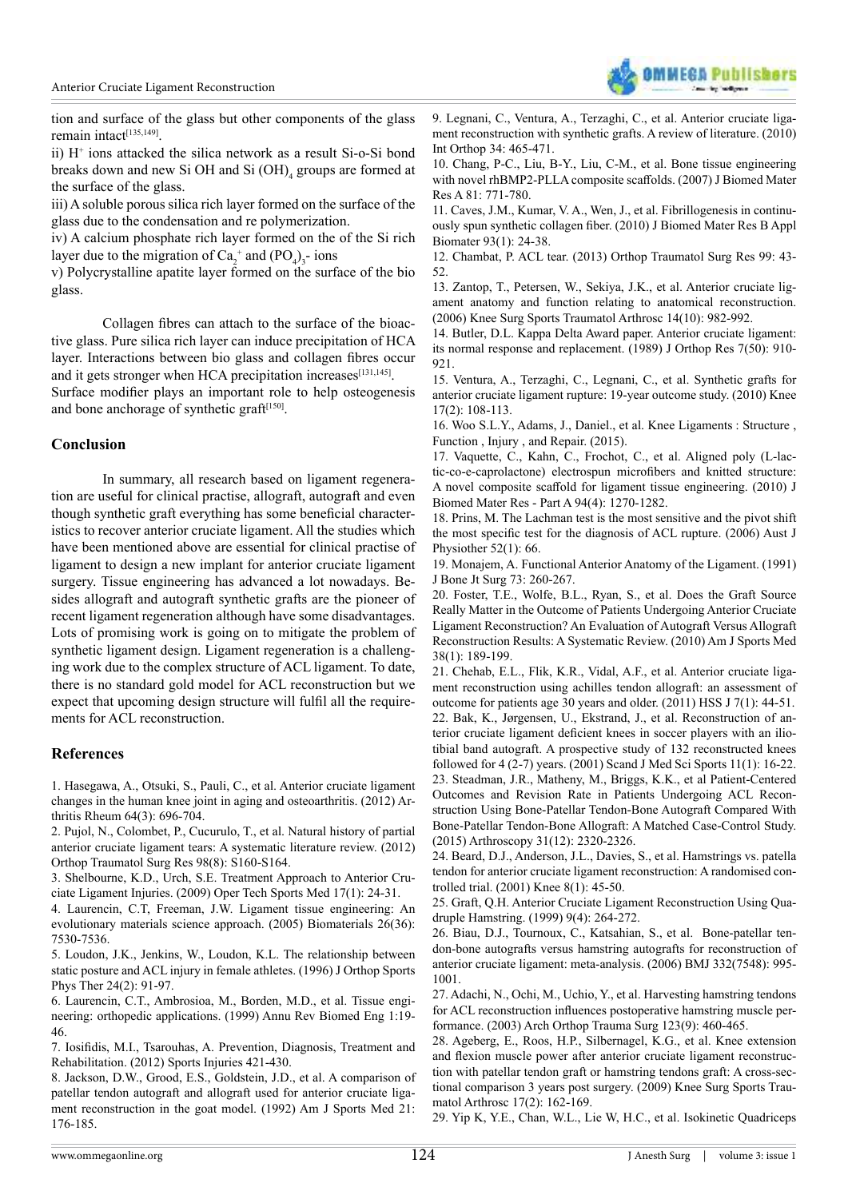tion and surface of the glass but other components of the glass remain intact[135,149].

ii) $H^+$ ions attacked the silica network as a result Si-o-Si bond breaks down and new Si OH and Si $(OH)_4$ groups are formed at the surface of the glass.

iii) A soluble porous silica rich layer formed on the surface of the glass due to the condensation and re polymerization.

iv) A calcium phosphate rich layer formed on the of the Si rich layer due to the migration of $Ca_2^+$ and $(PO_4)_3$- ions

v) Polycrystalline apatite layer formed on the surface of the bio glass.

Collagen fibres can attach to the surface of the bioactive glass. Pure silica rich layer can induce precipitation of HCA layer. Interactions between bio glass and collagen fibres occur and it gets stronger when HCA precipitation increases[131,145].

Surface modifier plays an important role to help osteogenesis and bone anchorage of synthetic graft[150].

## Conclusion

In summary, all research based on ligament regeneration are useful for clinical practise, allograft, autograft and even though synthetic graft everything has some beneficial characteristics to recover anterior cruciate ligament. All the studies which have been mentioned above are essential for clinical practise of ligament to design a new implant for anterior cruciate ligament surgery. Tissue engineering has advanced a lot nowadays. Besides allograft and autograft synthetic grafts are the pioneer of recent ligament regeneration although have some disadvantages. Lots of promising work is going on to mitigate the problem of synthetic ligament design. Ligament regeneration is a challenging work due to the complex structure of ACL ligament. To date, there is no standard gold model for ACL reconstruction but we expect that upcoming design structure will fulfil all the requirements for ACL reconstruction.

## References

1. Hasegawa, A., Otsuki, S., Pauli, C., et al. Anterior cruciate ligament changes in the human knee joint in aging and osteoarthritis. (2012) Arthritis Rheum 64(3): 696-704.
2. Pujol, N., Colombet, P., Cucurulo, T., et al. Natural history of partial anterior cruciate ligament tears: A systematic literature review. (2012) Orthop Traumatol Surg Res 98(8): S160-S164.
3. Shelbourne, K.D., Urch, S.E. Treatment Approach to Anterior Cruciate Ligament Injuries. (2009) Oper Tech Sports Med 17(1): 24-31.
4. Laurencin, C.T, Freeman, J.W. Ligament tissue engineering: An evolutionary materials science approach. (2005) Biomaterials 26(36): 7530-7536.
5. Loudon, J.K., Jenkins, W., Loudon, K.L. The relationship between static posture and ACL injury in female athletes. (1996) J Orthop Sports Phys Ther 24(2): 91-97.
6. Laurencin, C.T., Ambrosioa, M., Borden, M.D., et al. Tissue engineering: orthopedic applications. (1999) Annu Rev Biomed Eng 1:19-46.
7. Iosifidis, M.I., Tsarouhas, A. Prevention, Diagnosis, Treatment and Rehabilitation. (2012) Sports Injuries 421-430.
8. Jackson, D.W., Grood, E.S., Goldstein, J.D., et al. A comparison of patellar tendon autograft and allograft used for anterior cruciate ligament reconstruction in the goat model. (1992) Am J Sports Med 21: 176-185.
9. Legnani, C., Ventura, A., Terzaghi, C., et al. Anterior cruciate ligament reconstruction with synthetic grafts. A review of literature. (2010) Int Orthop 34: 465-471.
10. Chang, P-C., Liu, B-Y., Liu, C-M., et al. Bone tissue engineering with novel rhBMP2-PLLA composite scaffolds. (2007) J Biomed Mater Res A 81: 771-780.
11. Caves, J.M., Kumar, V. A., Wen, J., et al. Fibrillogenesis in continuously spun synthetic collagen fiber. (2010) J Biomed Mater Res B Appl Biomater 93(1): 24-38.
12. Chambat, P. ACL tear. (2013) Orthop Traumatol Surg Res 99: 43-52.
13. Zantop, T., Petersen, W., Sekiya, J.K., et al. Anterior cruciate ligament anatomy and function relating to anatomical reconstruction. (2006) Knee Surg Sports Traumatol Arthrosc 14(10): 982-992.
14. Butler, D.L. Kappa Delta Award paper. Anterior cruciate ligament: its normal response and replacement. (1989) J Orthop Res 7(50): 910-921.
15. Ventura, A., Terzaghi, C., Legnani, C., et al. Synthetic grafts for anterior cruciate ligament rupture: 19-year outcome study. (2010) Knee 17(2): 108-113.
16. Woo S.L.Y., Adams, J., Daniel., et al. Knee Ligaments : Structure , Function , Injury , and Repair. (2015).
17. Vaquette, C., Kahn, C., Frochot, C., et al. Aligned poly (L-lactic-co-e-caprolactone) electrospun microfibers and knitted structure: A novel composite scaffold for ligament tissue engineering. (2010) J Biomed Mater Res - Part A 94(4): 1270-1282.
18. Prins, M. The Lachman test is the most sensitive and the pivot shift the most specific test for the diagnosis of ACL rupture. (2006) Aust J Physiother 52(1): 66.
19. Monajem, A. Functional Anterior Anatomy of the Ligament. (1991) J Bone Jt Surg 73: 260-267.
20. Foster, T.E., Wolfe, B.L., Ryan, S., et al. Does the Graft Source Really Matter in the Outcome of Patients Undergoing Anterior Cruciate Ligament Reconstruction? An Evaluation of Autograft Versus Allograft Reconstruction Results: A Systematic Review. (2010) Am J Sports Med 38(1): 189-199.
21. Chehab, E.L., Flik, K.R., Vidal, A.F., et al. Anterior cruciate ligament reconstruction using achilles tendon allograft: an assessment of outcome for patients age 30 years and older. (2011) HSS J 7(1): 44-51.
22. Bak, K., Jørgensen, U., Ekstrand, J., et al. Reconstruction of anterior cruciate ligament deficient knees in soccer players with an iliotibial band autograft. A prospective study of 132 reconstructed knees followed for 4 (2-7) years. (2001) Scand J Med Sci Sports 11(1): 16-22.
23. Steadman, J.R., Matheny, M., Briggs, K.K., et al Patient-Centered Outcomes and Revision Rate in Patients Undergoing ACL Reconstruction Using Bone-Patellar Tendon-Bone Autograft Compared With Bone-Patellar Tendon-Bone Allograft: A Matched Case-Control Study. (2015) Arthroscopy 31(12): 2320-2326.
24. Beard, D.J., Anderson, J.L., Davies, S., et al. Hamstrings vs. patella tendon for anterior cruciate ligament reconstruction: A randomised controlled trial. (2001) Knee 8(1): 45-50.
25. Graft, Q.H. Anterior Cruciate Ligament Reconstruction Using Quadruple Hamstring. (1999) 9(4): 264-272.
26. Biau, D.J., Tournoux, C., Katsahian, S., et al. Bone-patellar tendon-bone autografts versus hamstring autografts for reconstruction of anterior cruciate ligament: meta-analysis. (2006) BMJ 332(7548): 995-1001.
27. Adachi, N., Ochi, M., Uchio, Y., et al. Harvesting hamstring tendons for ACL reconstruction influences postoperative hamstring muscle performance. (2003) Arch Orthop Trauma Surg 123(9): 460-465.
28. Ageberg, E., Roos, H.P., Silbernagel, K.G., et al. Knee extension and flexion muscle power after anterior cruciate ligament reconstruction with patellar tendon graft or hamstring tendons graft: A cross-sectional comparison 3 years post surgery. (2009) Knee Surg Sports Traumatol Arthrosc 17(2): 162-169.
29. Yip K, Y.E., Chan, W.L., Lie W, H.C., et al. Isokinetic Quadriceps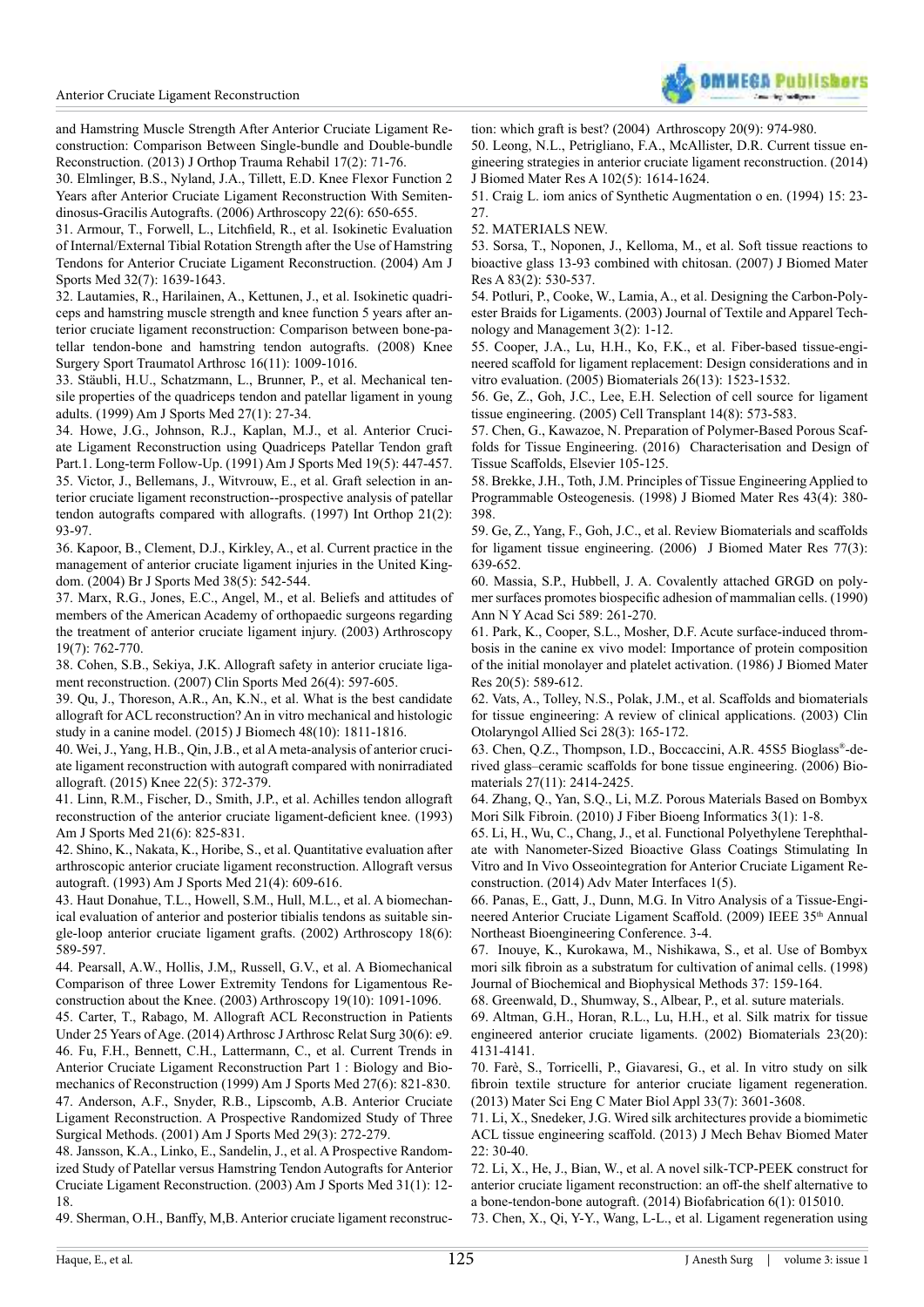and Hamstring Muscle Strength After Anterior Cruciate Ligament Reconstruction: Comparison Between Single-bundle and Double-bundle Reconstruction. (2013) J Orthop Trauma Rehabil 17(2): 71-76.

30. Elmlinger, B.S., Nyland, J.A., Tillett, E.D. Knee Flexor Function 2 Years after Anterior Cruciate Ligament Reconstruction With Semitendinosus-Gracilis Autografts. (2006) Arthroscopy 22(6): 650-655.

31. Armour, T., Forwell, L., Litchfield, R., et al. Isokinetic Evaluation of Internal/External Tibial Rotation Strength after the Use of Hamstring Tendons for Anterior Cruciate Ligament Reconstruction. (2004) Am J Sports Med 32(7): 1639-1643.

32. Lautamies, R., Harilainen, A., Kettunen, J., et al. Isokinetic quadriceps and hamstring muscle strength and knee function 5 years after anterior cruciate ligament reconstruction: Comparison between bone-patellar tendon-bone and hamstring tendon autografts. (2008) Knee Surgery Sport Traumatol Arthrosc 16(11): 1009-1016.

33. Stäubli, H.U., Schatzmann, L., Brunner, P., et al. Mechanical tensile properties of the quadriceps tendon and patellar ligament in young adults. (1999) Am J Sports Med 27(1): 27-34.

34. Howe, J.G., Johnson, R.J., Kaplan, M.J., et al. Anterior Cruciate Ligament Reconstruction using Quadriceps Patellar Tendon graft Part.1. Long-term Follow-Up. (1991) Am J Sports Med 19(5): 447-457.

35. Victor, J., Bellemans, J., Witvrouw, E., et al. Graft selection in anterior cruciate ligament reconstruction--prospective analysis of patellar tendon autografts compared with allografts. (1997) Int Orthop 21(2): 93-97.

36. Kapoor, B., Clement, D.J., Kirkley, A., et al. Current practice in the management of anterior cruciate ligament injuries in the United Kingdom. (2004) Br J Sports Med 38(5): 542-544.

37. Marx, R.G., Jones, E.C., Angel, M., et al. Beliefs and attitudes of members of the American Academy of orthopaedic surgeons regarding the treatment of anterior cruciate ligament injury. (2003) Arthroscopy 19(7): 762-770.

38. Cohen, S.B., Sekiya, J.K. Allograft safety in anterior cruciate ligament reconstruction. (2007) Clin Sports Med 26(4): 597-605.

39. Qu, J., Thoreson, A.R., An, K.N., et al. What is the best candidate allograft for ACL reconstruction? An in vitro mechanical and histologic study in a canine model. (2015) J Biomech 48(10): 1811-1816.

40. Wei, J., Yang, H.B., Qin, J.B., et al A meta-analysis of anterior cruciate ligament reconstruction with autograft compared with nonirradiated allograft. (2015) Knee 22(5): 372-379.

41. Linn, R.M., Fischer, D., Smith, J.P., et al. Achilles tendon allograft reconstruction of the anterior cruciate ligament-deficient knee. (1993) Am J Sports Med 21(6): 825-831.

42. Shino, K., Nakata, K., Horibe, S., et al. Quantitative evaluation after arthroscopic anterior cruciate ligament reconstruction. Allograft versus autograft. (1993) Am J Sports Med 21(4): 609-616.

43. Haut Donahue, T.L., Howell, S.M., Hull, M.L., et al. A biomechanical evaluation of anterior and posterior tibialis tendons as suitable single-loop anterior cruciate ligament grafts. (2002) Arthroscopy 18(6): 589-597.

44. Pearsall, A.W., Hollis, J.M,, Russell, G.V., et al. A Biomechanical Comparison of three Lower Extremity Tendons for Ligamentous Reconstruction about the Knee. (2003) Arthroscopy 19(10): 1091-1096.

45. Carter, T., Rabago, M. Allograft ACL Reconstruction in Patients Under 25 Years of Age. (2014) Arthrosc J Arthrosc Relat Surg 30(6): e9.

46. Fu, F.H., Bennett, C.H., Lattermann, C., et al. Current Trends in Anterior Cruciate Ligament Reconstruction Part 1 : Biology and Biomechanics of Reconstruction (1999) Am J Sports Med 27(6): 821-830.

47. Anderson, A.F., Snyder, R.B., Lipscomb, A.B. Anterior Cruciate Ligament Reconstruction. A Prospective Randomized Study of Three Surgical Methods. (2001) Am J Sports Med 29(3): 272-279.

48. Jansson, K.A., Linko, E., Sandelin, J., et al. A Prospective Randomized Study of Patellar versus Hamstring Tendon Autografts for Anterior Cruciate Ligament Reconstruction. (2003) Am J Sports Med 31(1): 12-18.

49. Sherman, O.H., Banffy, M,B. Anterior cruciate ligament reconstruction: which graft is best? (2004) Arthroscopy 20(9): 974-980.

50. Leong, N.L., Petrigliano, F.A., McAllister, D.R. Current tissue engineering strategies in anterior cruciate ligament reconstruction. (2014) J Biomed Mater Res A 102(5): 1614-1624.

51. Craig L. iom anics of Synthetic Augmentation o en. (1994) 15: 23-27.

52. MATERIALS NEW.

53. Sorsa, T., Noponen, J., Kelloma, M., et al. Soft tissue reactions to bioactive glass 13-93 combined with chitosan. (2007) J Biomed Mater Res A 83(2): 530-537.

54. Potluri, P., Cooke, W., Lamia, A., et al. Designing the Carbon-Polyester Braids for Ligaments. (2003) Journal of Textile and Apparel Technology and Management 3(2): 1-12.

55. Cooper, J.A., Lu, H.H., Ko, F.K., et al. Fiber-based tissue-engineered scaffold for ligament replacement: Design considerations and in vitro evaluation. (2005) Biomaterials 26(13): 1523-1532.

56. Ge, Z., Goh, J.C., Lee, E.H. Selection of cell source for ligament tissue engineering. (2005) Cell Transplant 14(8): 573-583.

57. Chen, G., Kawazoe, N. Preparation of Polymer-Based Porous Scaffolds for Tissue Engineering. (2016) Characterisation and Design of Tissue Scaffolds, Elsevier 105-125.

58. Brekke, J.H., Toth, J.M. Principles of Tissue Engineering Applied to Programmable Osteogenesis. (1998) J Biomed Mater Res 43(4): 380-398.

59. Ge, Z., Yang, F., Goh, J.C., et al. Review Biomaterials and scaffolds for ligament tissue engineering. (2006) J Biomed Mater Res 77(3): 639-652.

60. Massia, S.P., Hubbell, J. A. Covalently attached GRGD on polymer surfaces promotes biospecific adhesion of mammalian cells. (1990) Ann N Y Acad Sci 589: 261-270.

61. Park, K., Cooper, S.L., Mosher, D.F. Acute surface-induced thrombosis in the canine ex vivo model: Importance of protein composition of the initial monolayer and platelet activation. (1986) J Biomed Mater Res 20(5): 589-612.

62. Vats, A., Tolley, N.S., Polak, J.M., et al. Scaffolds and biomaterials for tissue engineering: A review of clinical applications. (2003) Clin Otolaryngol Allied Sci 28(3): 165-172.

63. Chen, Q.Z., Thompson, I.D., Boccaccini, A.R. 45S5 Bioglass®-derived glass–ceramic scaffolds for bone tissue engineering. (2006) Biomaterials 27(11): 2414-2425.

64. Zhang, Q., Yan, S.Q., Li, M.Z. Porous Materials Based on Bombyx Mori Silk Fibroin. (2010) J Fiber Bioeng Informatics 3(1): 1-8.

65. Li, H., Wu, C., Chang, J., et al. Functional Polyethylene Terephthalate with Nanometer-Sized Bioactive Glass Coatings Stimulating In Vitro and In Vivo Osseointegration for Anterior Cruciate Ligament Reconstruction. (2014) Adv Mater Interfaces 1(5).

66. Panas, E., Gatt, J., Dunn, M.G. In Vitro Analysis of a Tissue-Engineered Anterior Cruciate Ligament Scaffold. (2009) IEEE 35th Annual Northeast Bioengineering Conference. 3-4.

67. Inouye, K., Kurokawa, M., Nishikawa, S., et al. Use of Bombyx mori silk fibroin as a substratum for cultivation of animal cells. (1998) Journal of Biochemical and Biophysical Methods 37: 159-164.

68. Greenwald, D., Shumway, S., Albear, P., et al. suture materials.

69. Altman, G.H., Horan, R.L., Lu, H.H., et al. Silk matrix for tissue engineered anterior cruciate ligaments. (2002) Biomaterials 23(20): 4131-4141.

70. Farè, S., Torricelli, P., Giavaresi, G., et al. In vitro study on silk fibroin textile structure for anterior cruciate ligament regeneration. (2013) Mater Sci Eng C Mater Biol Appl 33(7): 3601-3608.

71. Li, X., Snedeker, J.G. Wired silk architectures provide a biomimetic ACL tissue engineering scaffold. (2013) J Mech Behav Biomed Mater 22: 30-40.

72. Li, X., He, J., Bian, W., et al. A novel silk-TCP-PEEK construct for anterior cruciate ligament reconstruction: an off-the shelf alternative to a bone-tendon-bone autograft. (2014) Biofabrication 6(1): 015010.

73. Chen, X., Qi, Y-Y., Wang, L-L., et al. Ligament regeneration using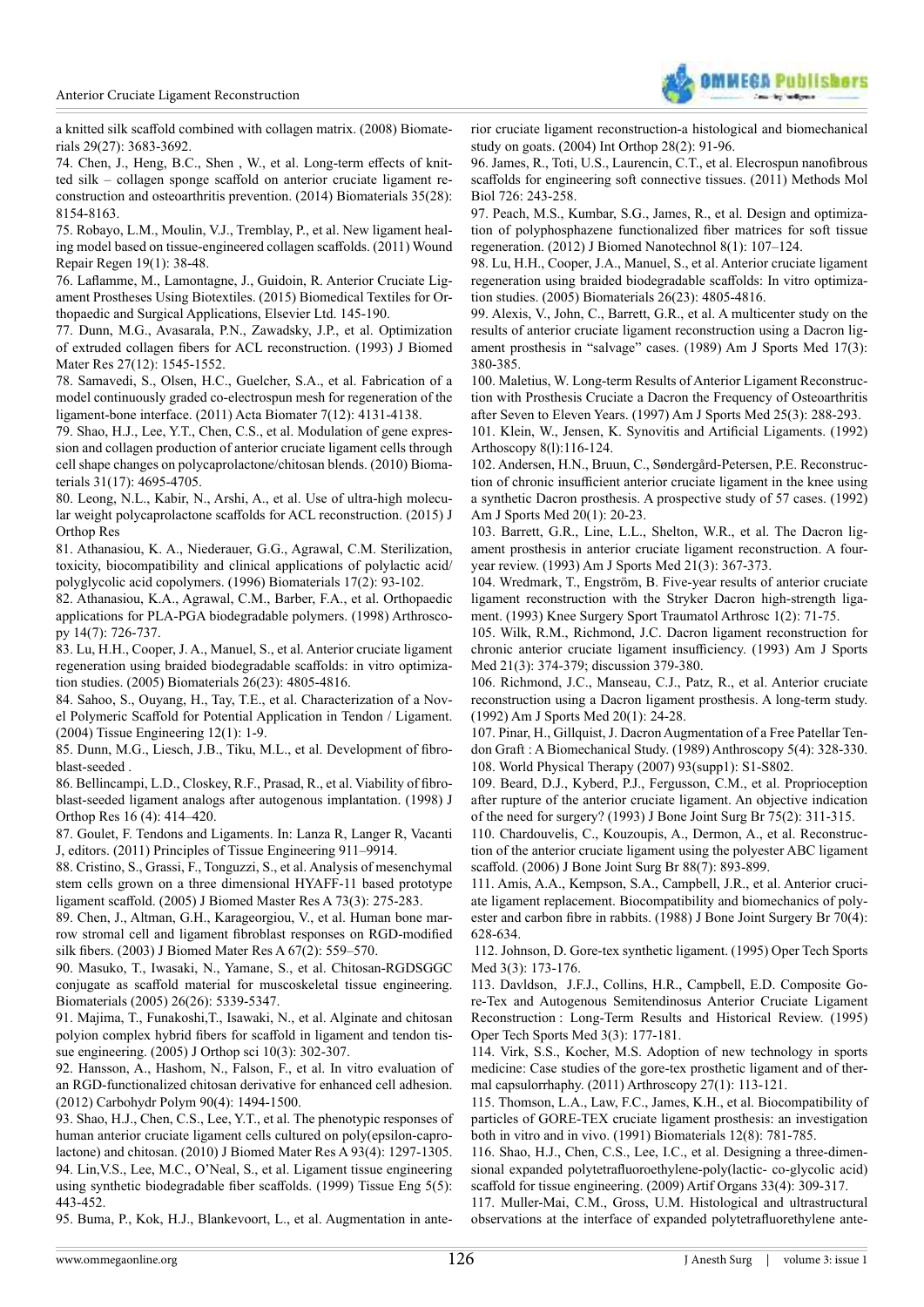a knitted silk scaffold combined with collagen matrix. (2008) Biomaterials 29(27): 3683-3692.

74. Chen, J., Heng, B.C., Shen , W., et al. Long-term effects of knitted silk – collagen sponge scaffold on anterior cruciate ligament reconstruction and osteoarthritis prevention. (2014) Biomaterials 35(28): 8154-8163.

75. Robayo, L.M., Moulin, V.J., Tremblay, P., et al. New ligament healing model based on tissue-engineered collagen scaffolds. (2011) Wound Repair Regen 19(1): 38-48.

76. Laflamme, M., Lamontagne, J., Guidoin, R. Anterior Cruciate Ligament Prostheses Using Biotextiles. (2015) Biomedical Textiles for Orthopaedic and Surgical Applications, Elsevier Ltd. 145-190.

77. Dunn, M.G., Avasarala, P.N., Zawadsky, J.P., et al. Optimization of extruded collagen fibers for ACL reconstruction. (1993) J Biomed Mater Res 27(12): 1545-1552.

78. Samavedi, S., Olsen, H.C., Guelcher, S.A., et al. Fabrication of a model continuously graded co-electrospun mesh for regeneration of the ligament-bone interface. (2011) Acta Biomater 7(12): 4131-4138.

79. Shao, H.J., Lee, Y.T., Chen, C.S., et al. Modulation of gene expression and collagen production of anterior cruciate ligament cells through cell shape changes on polycaprolactone/chitosan blends. (2010) Biomaterials 31(17): 4695-4705.

80. Leong, N.L., Kabir, N., Arshi, A., et al. Use of ultra-high molecular weight polycaprolactone scaffolds for ACL reconstruction. (2015) J Orthop Res

81. Athanasiou, K. A., Niederauer, G.G., Agrawal, C.M. Sterilization, toxicity, biocompatibility and clinical applications of polylactic acid/ polyglycolic acid copolymers. (1996) Biomaterials 17(2): 93-102.

82. Athanasiou, K.A., Agrawal, C.M., Barber, F.A., et al. Orthopaedic applications for PLA-PGA biodegradable polymers. (1998) Arthroscopy 14(7): 726-737.

83. Lu, H.H., Cooper, J. A., Manuel, S., et al. Anterior cruciate ligament regeneration using braided biodegradable scaffolds: in vitro optimization studies. (2005) Biomaterials 26(23): 4805-4816.

84. Sahoo, S., Ouyang, H., Tay, T.E., et al. Characterization of a Novel Polymeric Scaffold for Potential Application in Tendon / Ligament. (2004) Tissue Engineering 12(1): 1-9.

85. Dunn, M.G., Liesch, J.B., Tiku, M.L., et al. Development of fibroblast-seeded .

86. Bellincampi, L.D., Closkey, R.F., Prasad, R., et al. Viability of fibroblast-seeded ligament analogs after autogenous implantation. (1998) J Orthop Res 16 (4): 414–420.

87. Goulet, F. Tendons and Ligaments. In: Lanza R, Langer R, Vacanti J, editors. (2011) Principles of Tissue Engineering 911–9914.

88. Cristino, S., Grassi, F., Tonguzzi, S., et al. Analysis of mesenchymal stem cells grown on a three dimensional HYAFF-11 based prototype ligament scaffold. (2005) J Biomed Master Res A 73(3): 275-283.

89. Chen, J., Altman, G.H., Karageorgiou, V., et al. Human bone marrow stromal cell and ligament fibroblast responses on RGD-modified silk fibers. (2003) J Biomed Mater Res A 67(2): 559–570.

90. Masuko, T., Iwasaki, N., Yamane, S., et al. Chitosan-RGDSGGC conjugate as scaffold material for muscoskeletal tissue engineering. Biomaterials (2005) 26(26): 5339-5347.

91. Majima, T., Funakoshi,T., Isawaki, N., et al. Alginate and chitosan polyion complex hybrid fibers for scaffold in ligament and tendon tissue engineering. (2005) J Orthop sci 10(3): 302-307.

92. Hansson, A., Hashom, N., Falson, F., et al. In vitro evaluation of an RGD-functionalized chitosan derivative for enhanced cell adhesion. (2012) Carbohydr Polym 90(4): 1494-1500.

93. Shao, H.J., Chen, C.S., Lee, Y.T., et al. The phenotypic responses of human anterior cruciate ligament cells cultured on poly(epsilon-caprolactone) and chitosan. (2010) J Biomed Mater Res A 93(4): 1297-1305.

94. Lin,V.S., Lee, M.C., O'Neal, S., et al. Ligament tissue engineering using synthetic biodegradable fiber scaffolds. (1999) Tissue Eng 5(5): 443-452.

95. Buma, P., Kok, H.J., Blankevoort, L., et al. Augmentation in anterior cruciate ligament reconstruction-a histological and biomechanical study on goats. (2004) Int Orthop 28(2): 91-96.

96. James, R., Toti, U.S., Laurencin, C.T., et al. Elecrospun nanofibrous scaffolds for engineering soft connective tissues. (2011) Methods Mol Biol 726: 243-258.

97. Peach, M.S., Kumbar, S.G., James, R., et al. Design and optimization of polyphosphazene functionalized fiber matrices for soft tissue regeneration. (2012) J Biomed Nanotechnol 8(1): 107–124.

98. Lu, H.H., Cooper, J.A., Manuel, S., et al. Anterior cruciate ligament regeneration using braided biodegradable scaffolds: In vitro optimization studies. (2005) Biomaterials 26(23): 4805-4816.

99. Alexis, V., John, C., Barrett, G.R., et al. A multicenter study on the results of anterior cruciate ligament reconstruction using a Dacron ligament prosthesis in "salvage" cases. (1989) Am J Sports Med 17(3): 380-385.

100. Maletius, W. Long-term Results of Anterior Ligament Reconstruction with Prosthesis Cruciate a Dacron the Frequency of Osteoarthritis after Seven to Eleven Years. (1997) Am J Sports Med 25(3): 288-293.

101. Klein, W., Jensen, K. Synovitis and Artificial Ligaments. (1992) Arthoscopy 8(l):116-124.

102. Andersen, H.N., Bruun, C., Søndergård-Petersen, P.E. Reconstruction of chronic insufficient anterior cruciate ligament in the knee using a synthetic Dacron prosthesis. A prospective study of 57 cases. (1992) Am J Sports Med 20(1): 20-23.

103. Barrett, G.R., Line, L.L., Shelton, W.R., et al. The Dacron ligament prosthesis in anterior cruciate ligament reconstruction. A four-year review. (1993) Am J Sports Med 21(3): 367-373.

104. Wredmark, T., Engström, B. Five-year results of anterior cruciate ligament reconstruction with the Stryker Dacron high-strength ligament. (1993) Knee Surgery Sport Traumatol Arthrosc 1(2): 71-75.

105. Wilk, R.M., Richmond, J.C. Dacron ligament reconstruction for chronic anterior cruciate ligament insufficiency. (1993) Am J Sports Med 21(3): 374-379; discussion 379-380.

106. Richmond, J.C., Manseau, C.J., Patz, R., et al. Anterior cruciate reconstruction using a Dacron ligament prosthesis. A long-term study. (1992) Am J Sports Med 20(1): 24-28.

107. Pinar, H., Gillquist, J. Dacron Augmentation of a Free Patellar Tendon Graft : A Biomechanical Study. (1989) Anthroscopy 5(4): 328-330.

108. World Physical Therapy (2007) 93(suppl): S1-S802.

109. Beard, D.J., Kyberd, P.J., Fergusson, C.M., et al. Proprioception after rupture of the anterior cruciate ligament. An objective indication of the need for surgery? (1993) J Bone Joint Surg Br 75(2): 311-315.

110. Chardouvelis, C., Kouzoupis, A., Dermon, A., et al. Reconstruction of the anterior cruciate ligament using the polyester ABC ligament scaffold. (2006) J Bone Joint Surg Br 88(7): 893-899.

111. Amis, A.A., Kempson, S.A., Campbell, J.R., et al. Anterior cruciate ligament replacement. Biocompatibility and biomechanics of polyester and carbon fibre in rabbits. (1988) J Bone Joint Surgery Br 70(4): 628-634.

112. Johnson, D. Gore-tex synthetic ligament. (1995) Oper Tech Sports Med 3(3): 173-176.

113. Davldson, J.F.J., Collins, H.R., Campbell, E.D. Composite Gore-Tex and Autogenous Semitendinosus Anterior Cruciate Ligament Reconstruction : Long-Term Results and Historical Review. (1995) Oper Tech Sports Med 3(3): 177-181.

114. Virk, S.S., Kocher, M.S. Adoption of new technology in sports medicine: Case studies of the gore-tex prosthetic ligament and of thermal capsulorrhaphy. (2011) Arthroscopy 27(1): 113-121.

115. Thomson, L.A., Law, F.C., James, K.H., et al. Biocompatibility of particles of GORE-TEX cruciate ligament prosthesis: an investigation both in vitro and in vivo. (1991) Biomaterials 12(8): 781-785.

116. Shao, H.J., Chen, C.S., Lee, I.C., et al. Designing a three-dimensional expanded polytetrafluoroethylene-poly(lactic- co-glycolic acid) scaffold for tissue engineering. (2009) Artif Organs 33(4): 309-317.

117. Muller-Mai, C.M., Gross, U.M. Histological and ultrastructural observations at the interface of expanded polytetrafluorethylene ante-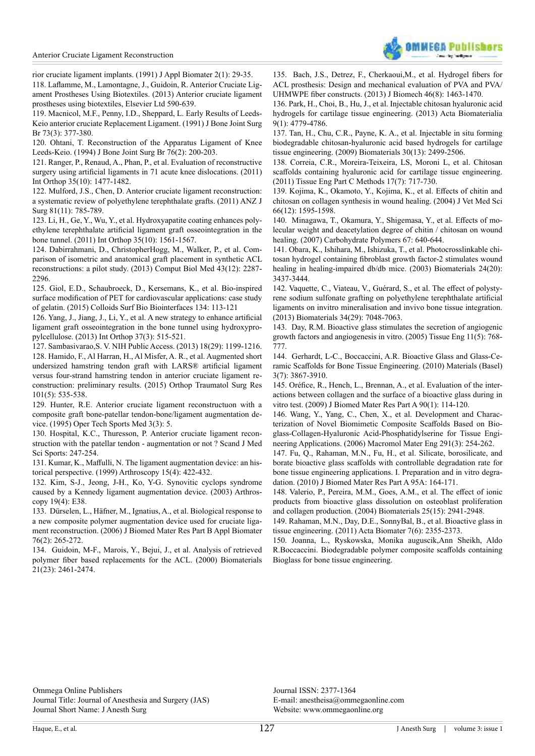rior cruciate ligament implants. (1991) J Appl Biomater 2(1): 29-35.

118. Laflamme, M., Lamontagne, J., Guidoin, R. Anterior Cruciate Ligament Prostheses Using Biotextiles. (2013) Anterior cruciate ligament prostheses using biotextiles, Elsevier Ltd 590-639.

119. Macnicol, M.F., Penny, I.D., Sheppard, L. Early Results of Leeds-Keio anterior cruciate Replacement Ligament. (1991) J Bone Joint Surg Br 73(3): 377-380.

120. Ohtani, T. Reconstruction of the Apparatus Ligament of Knee Leeds-Keio. (1994) J Bone Joint Surg Br 76(2): 200-203.

121. Ranger, P., Renaud, A., Phan, P., et al. Evaluation of reconstructive surgery using artificial ligaments in 71 acute knee dislocations. (2011) Int Orthop 35(10): 1477-1482.

122. Mulford, J.S., Chen, D. Anterior cruciate ligament reconstruction: a systematic review of polyethylene terephthalate grafts. (2011) ANZ J Surg 81(11): 785-789.

123. Li, H., Ge, Y., Wu, Y., et al. Hydroxyapatite coating enhances polyethylene terephthalate artificial ligament graft osseointegration in the bone tunnel. (2011) Int Orthop 35(10): 1561-1567.

124. Dabirrahmani, D., ChristopherHogg, M., Walker, P., et al. Comparison of isometric and anatomical graft placement in synthetic ACL reconstructions: a pilot study. (2013) Comput Biol Med 43(12): 2287-2296.

125. Giol, E.D., Schaubroeck, D., Kersemans, K., et al. Bio-inspired surface modification of PET for cardiovascular applications: case study of gelatin. (2015) Colloids Surf Bio Biointerfaces 134: 113-121

126. Yang, J., Jiang, J., Li, Y., et al. A new strategy to enhance artificial ligament graft osseointegration in the bone tunnel using hydroxypropylcellulose. (2013) Int Orthop 37(3): 515-521.

127. Sambasivarao,S. V. NIH Public Access. (2013) 18(29): 1199-1216.

128. Hamido, F., Al Harran, H., Al Misfer, A. R., et al. Augmented short undersized hamstring tendon graft with LARS® artificial ligament versus four-strand hamstring tendon in anterior cruciate ligament reconstruction: preliminary results. (2015) Orthop Traumatol Surg Res 101(5): 535-538.

129. Hunter, R.E. Anterior cruciate ligament reconstructuon with a composite graft bone-patellar tendon-bone/ligament augmentation device. (1995) Oper Tech Sports Med 3(3): 5.

130. Hospital, K.C., Thuresson, P. Anterior cruciate ligament reconstruction with the patellar tendon - augmentation or not ? Scand J Med Sci Sports: 247-254.

131. Kumar, K., Maffulli, N. The ligament augmentation device: an historical perspective. (1999) Arthroscopy 15(4): 422-432.

132. Kim, S-J., Jeong, J-H., Ko, Y-G. Synovitic cyclops syndrome caused by a Kennedy ligament augmentation device. (2003) Arthroscopy 19(4): E38.

133. Dürselen, L., Häfner, M., Ignatius, A., et al. Biological response to a new composite polymer augmentation device used for cruciate ligament reconstruction. (2006) J Biomed Mater Res Part B Appl Biomater 76(2): 265-272.

134. Guidoin, M-F., Marois, Y., Bejui, J., et al. Analysis of retrieved polymer fiber based replacements for the ACL. (2000) Biomaterials 21(23): 2461-2474.

135. Bach, J.S., Detrez, F., Cherkaoui,M., et al. Hydrogel fibers for ACL prosthesis: Design and mechanical evaluation of PVA and PVA/UHMWPE fiber constructs. (2013) J Biomech 46(8): 1463-1470.

136. Park, H., Choi, B., Hu, J., et al. Injectable chitosan hyaluronic acid hydrogels for cartilage tissue engineering. (2013) Acta Biomaterialia 9(1): 4779-4786.

137. Tan, H., Chu, C.R., Payne, K. A., et al. Injectable in situ forming biodegradable chitosan-hyaluronic acid based hydrogels for cartilage tissue engineering. (2009) Biomaterials 30(13): 2499-2506.

138. Correia, C.R., Moreira-Teixeira, LS, Moroni L, et al. Chitosan scaffolds containing hyaluronic acid for cartilage tissue engineering. (2011) Tissue Eng Part C Methods 17(7): 717-730.

139. Kojima, K., Okamoto, Y., Kojima, K., et al. Effects of chitin and chitosan on collagen synthesis in wound healing. (2004) J Vet Med Sci 66(12): 1595-1598.

140. Minagawa, T., Okamura, Y., Shigemasa, Y., et al. Effects of molecular weight and deacetylation degree of chitin / chitosan on wound healing. (2007) Carbohydrate Polymers 67: 640-644.

141. Obara, K., Ishihara, M., Ishizuka, T., et al. Photocrosslinkable chitosan hydrogel containing fibroblast growth factor-2 stimulates wound healing in healing-impaired db/db mice. (2003) Biomaterials 24(20): 3437-3444.

142. Vaquette, C., Viateau, V., Guérard, S., et al. The effect of polystyrene sodium sulfonate grafting on polyethylene terephthalate artificial ligaments on invitro mineralisation and invivo bone tissue integration. (2013) Biomaterials 34(29): 7048-7063.

143. Day, R.M. Bioactive glass stimulates the secretion of angiogenic growth factors and angiogenesis in vitro. (2005) Tissue Eng 11(5): 768-777.

144. Gerhardt, L-C., Boccaccini, A.R. Bioactive Glass and Glass-Ceramic Scaffolds for Bone Tissue Engineering. (2010) Materials (Basel) 3(7): 3867-3910.

145. Oréfice, R., Hench, L., Brennan, A., et al. Evaluation of the interactions between collagen and the surface of a bioactive glass during in vitro test. (2009) J Biomed Mater Res Part A 90(1): 114-120.

146. Wang, Y., Yang, C., Chen, X., et al. Development and Characterization of Novel Biomimetic Composite Scaffolds Based on Bioglass-Collagen-Hyaluronic Acid-Phosphatidylserine for Tissue Engineering Applications. (2006) Macromol Mater Eng 291(3): 254-262.

147. Fu, Q., Rahaman, M.N., Fu, H., et al. Silicate, borosilicate, and borate bioactive glass scaffolds with controllable degradation rate for bone tissue engineering applications. I. Preparation and in vitro degradation. (2010) J Biomed Mater Res Part A 95A: 164-171.

148. Valerio, P., Pereira, M.M., Goes, A.M., et al. The effect of ionic products from bioactive glass dissolution on osteoblast proliferation and collagen production. (2004) Biomaterials 25(15): 2941-2948.

149. Rahaman, M.N., Day, D.E., SonnyBal, B., et al. Bioactive glass in tissue engineering. (2011) Acta Biomater 7(6): 2355-2373.

150. Joanna, L., Ryskowska, Monika auguscik,Ann Sheikh, Aldo R.Boccaccini. Biodegradable polymer composite scaffolds containing Bioglass for bone tissue engineering.